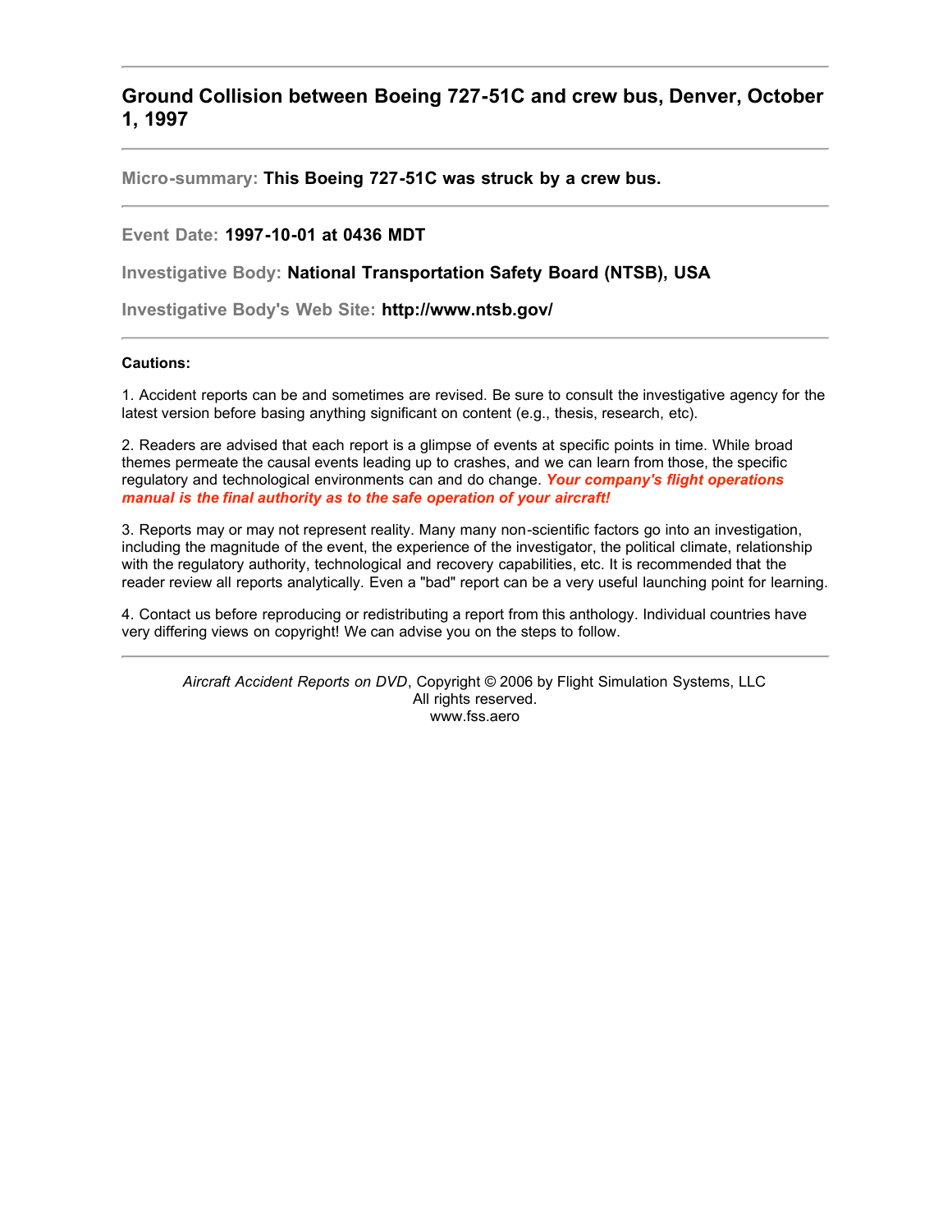## Ground Collision between Boeing 727-51C and crew bus, Denver, October 1, 1997

---

**Micro-summary: This Boeing 727-51C was struck by a crew bus.**

---

**Event Date: 1997-10-01 at 0436 MDT**

**Investigative Body: National Transportation Safety Board (NTSB), USA**

**Investigative Body's Web Site: http://www.ntsb.gov/**

---

**Cautions:**

1. Accident reports can be and sometimes are revised. Be sure to consult the investigative agency for the latest version before basing anything significant on content (e.g., thesis, research, etc).

2. Readers are advised that each report is a glimpse of events at specific points in time. While broad themes permeate the causal events leading up to crashes, and we can learn from those, the specific regulatory and technological environments can and do change. ***Your company's flight operations manual is the final authority as to the safe operation of your aircraft!***

3. Reports may or may not represent reality. Many many non-scientific factors go into an investigation, including the magnitude of the event, the experience of the investigator, the political climate, relationship with the regulatory authority, technological and recovery capabilities, etc. It is recommended that the reader review all reports analytically. Even a "bad" report can be a very useful launching point for learning.

4. Contact us before reproducing or redistributing a report from this anthology. Individual countries have very differing views on copyright! We can advise you on the steps to follow.

---

*Aircraft Accident Reports on DVD*, Copyright © 2006 by Flight Simulation Systems, LLC
All rights reserved.
www.fss.aero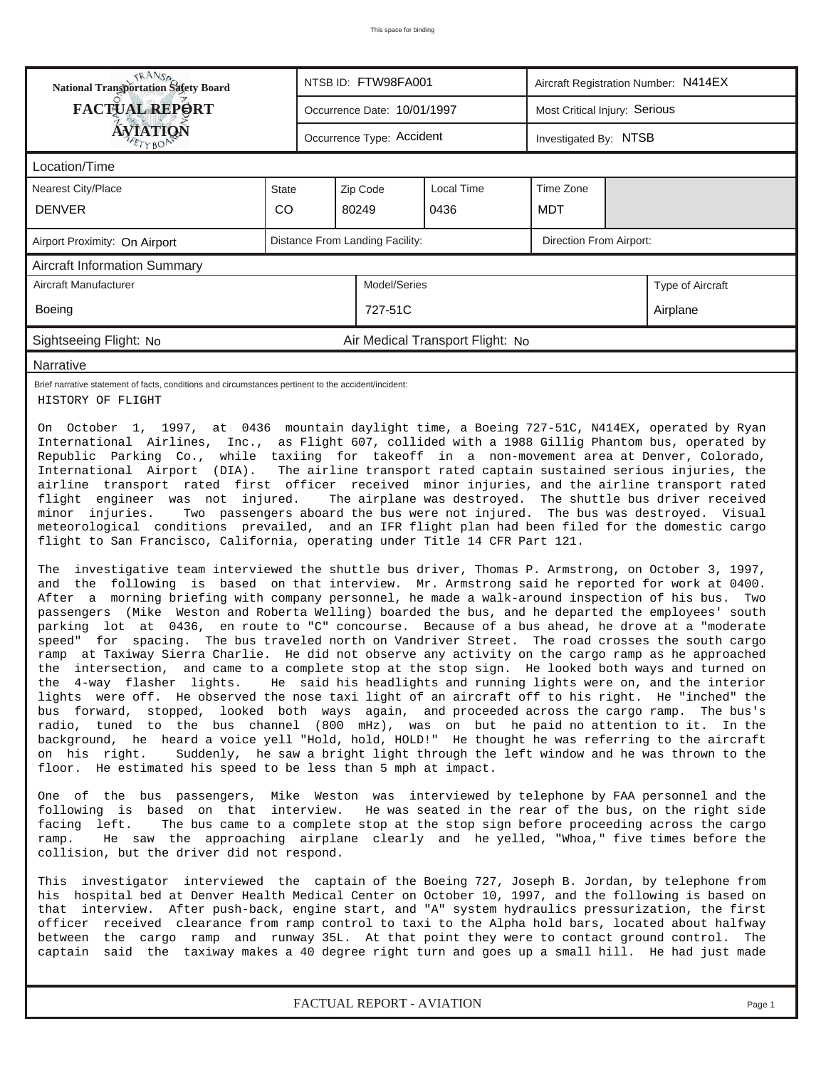"This space for binding" — omit? It's a header repeated; omit.

| National Transportation Safety Board FACTUAL REPORT AVIATION | NTSB ID: FTW98FA001 | Aircraft Registration Number: N414EX |
|---|---|---|
| | Occurrence Date: 10/01/1997 | Most Critical Injury: Serious |
| | Occurrence Type: Accident | Investigated By: NTSB |

## Location/Time

| Nearest City/Place | State | Zip Code | Local Time | Time Zone |
|---|---|---|---|---|
| DENVER | CO | 80249 | 0436 | MDT |

| Airport Proximity: On Airport | Distance From Landing Facility: | Direction From Airport: |
|---|---|---|

## Aircraft Information Summary

| Aircraft Manufacturer | Model/Series | Type of Aircraft |
|---|---|---|
| Boeing | 727-51C | Airplane |

Sightseeing Flight: No — Air Medical Transport Flight: No

## Narrative

Brief narrative statement of facts, conditions and circumstances pertinent to the accident/incident:

HISTORY OF FLIGHT

On October 1, 1997, at 0436 mountain daylight time, a Boeing 727-51C, N414EX, operated by Ryan International Airlines, Inc., as Flight 607, collided with a 1988 Gillig Phantom bus, operated by Republic Parking Co., while taxiing for takeoff in a non-movement area at Denver, Colorado, International Airport (DIA). The airline transport rated captain sustained serious injuries, the airline transport rated first officer received minor injuries, and the airline transport rated flight engineer was not injured. The airplane was destroyed. The shuttle bus driver received minor injuries. Two passengers aboard the bus were not injured. The bus was destroyed. Visual meteorological conditions prevailed, and an IFR flight plan had been filed for the domestic cargo flight to San Francisco, California, operating under Title 14 CFR Part 121.

The investigative team interviewed the shuttle bus driver, Thomas P. Armstrong, on October 3, 1997, and the following is based on that interview. Mr. Armstrong said he reported for work at 0400. After a morning briefing with company personnel, he made a walk-around inspection of his bus. Two passengers (Mike Weston and Roberta Welling) boarded the bus, and he departed the employees' south parking lot at 0436, en route to "C" concourse. Because of a bus ahead, he drove at a "moderate speed" for spacing. The bus traveled north on Vandriver Street. The road crosses the south cargo ramp at Taxiway Sierra Charlie. He did not observe any activity on the cargo ramp as he approached the intersection, and came to a complete stop at the stop sign. He looked both ways and turned on the 4-way flasher lights. He said his headlights and running lights were on, and the interior lights were off. He observed the nose taxi light of an aircraft off to his right. He "inched" the bus forward, stopped, looked both ways again, and proceeded across the cargo ramp. The bus's radio, tuned to the bus channel (800 mHz), was on but he paid no attention to it. In the background, he heard a voice yell "Hold, hold, HOLD!" He thought he was referring to the aircraft on his right. Suddenly, he saw a bright light through the left window and he was thrown to the floor. He estimated his speed to be less than 5 mph at impact.

One of the bus passengers, Mike Weston was interviewed by telephone by FAA personnel and the following is based on that interview. He was seated in the rear of the bus, on the right side facing left. The bus came to a complete stop at the stop sign before proceeding across the cargo ramp. He saw the approaching airplane clearly and he yelled, "Whoa," five times before the collision, but the driver did not respond.

This investigator interviewed the captain of the Boeing 727, Joseph B. Jordan, by telephone from his hospital bed at Denver Health Medical Center on October 10, 1997, and the following is based on that interview. After push-back, engine start, and "A" system hydraulics pressurization, the first officer received clearance from ramp control to taxi to the Alpha hold bars, located about halfway between the cargo ramp and runway 35L. At that point they were to contact ground control. The captain said the taxiway makes a 40 degree right turn and goes up a small hill. He had just made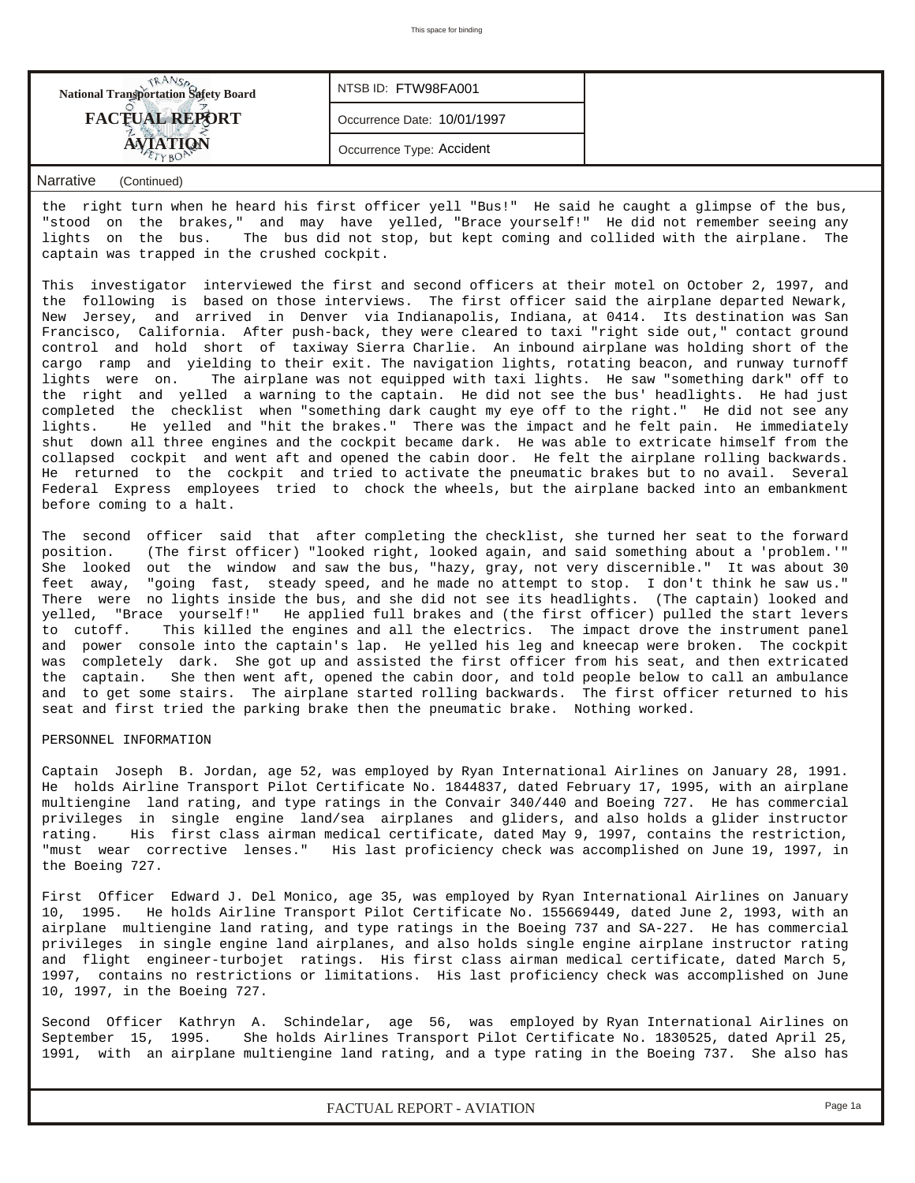| National Transportation Safety Board | NTSB ID: FTW98FA001 | |
| --- | --- | --- |
| **FACTUAL REPORT** | Occurrence Date: 10/01/1997 | |
| **AVIATION** | Occurrence Type: Accident | |

Narrative (Continued)

the right turn when he heard his first officer yell "Bus!" He said he caught a glimpse of the bus, "stood on the brakes," and may have yelled, "Brace yourself!" He did not remember seeing any lights on the bus. The bus did not stop, but kept coming and collided with the airplane. The captain was trapped in the crushed cockpit.

This investigator interviewed the first and second officers at their motel on October 2, 1997, and the following is based on those interviews. The first officer said the airplane departed Newark, New Jersey, and arrived in Denver via Indianapolis, Indiana, at 0414. Its destination was San Francisco, California. After push-back, they were cleared to taxi "right side out," contact ground control and hold short of taxiway Sierra Charlie. An inbound airplane was holding short of the cargo ramp and yielding to their exit. The navigation lights, rotating beacon, and runway turnoff lights were on. The airplane was not equipped with taxi lights. He saw "something dark" off to the right and yelled a warning to the captain. He did not see the bus' headlights. He had just completed the checklist when "something dark caught my eye off to the right." He did not see any lights. He yelled and "hit the brakes." There was the impact and he felt pain. He immediately shut down all three engines and the cockpit became dark. He was able to extricate himself from the collapsed cockpit and went aft and opened the cabin door. He felt the airplane rolling backwards. He returned to the cockpit and tried to activate the pneumatic brakes but to no avail. Several Federal Express employees tried to chock the wheels, but the airplane backed into an embankment before coming to a halt.

The second officer said that after completing the checklist, she turned her seat to the forward position. (The first officer) "looked right, looked again, and said something about a 'problem.'" She looked out the window and saw the bus, "hazy, gray, not very discernible." It was about 30 feet away, "going fast, steady speed, and he made no attempt to stop. I don't think he saw us." There were no lights inside the bus, and she did not see its headlights. (The captain) looked and yelled, "Brace yourself!" He applied full brakes and (the first officer) pulled the start levers to cutoff. This killed the engines and all the electrics. The impact drove the instrument panel and power console into the captain's lap. He yelled his leg and kneecap were broken. The cockpit was completely dark. She got up and assisted the first officer from his seat, and then extricated the captain. She then went aft, opened the cabin door, and told people below to call an ambulance and to get some stairs. The airplane started rolling backwards. The first officer returned to his seat and first tried the parking brake then the pneumatic brake. Nothing worked.

PERSONNEL INFORMATION

Captain Joseph B. Jordan, age 52, was employed by Ryan International Airlines on January 28, 1991. He holds Airline Transport Pilot Certificate No. 1844837, dated February 17, 1995, with an airplane multiengine land rating, and type ratings in the Convair 340/440 and Boeing 727. He has commercial privileges in single engine land/sea airplanes and gliders, and also holds a glider instructor rating. His first class airman medical certificate, dated May 9, 1997, contains the restriction, "must wear corrective lenses." His last proficiency check was accomplished on June 19, 1997, in the Boeing 727.

First Officer Edward J. Del Monico, age 35, was employed by Ryan International Airlines on January 10, 1995. He holds Airline Transport Pilot Certificate No. 155669449, dated June 2, 1993, with an airplane multiengine land rating, and type ratings in the Boeing 737 and SA-227. He has commercial privileges in single engine land airplanes, and also holds single engine airplane instructor rating and flight engineer-turbojet ratings. His first class airman medical certificate, dated March 5, 1997, contains no restrictions or limitations. His last proficiency check was accomplished on June 10, 1997, in the Boeing 727.

Second Officer Kathryn A. Schindelar, age 56, was employed by Ryan International Airlines on September 15, 1995. She holds Airlines Transport Pilot Certificate No. 1830525, dated April 25, 1991, with an airplane multiengine land rating, and a type rating in the Boeing 737. She also has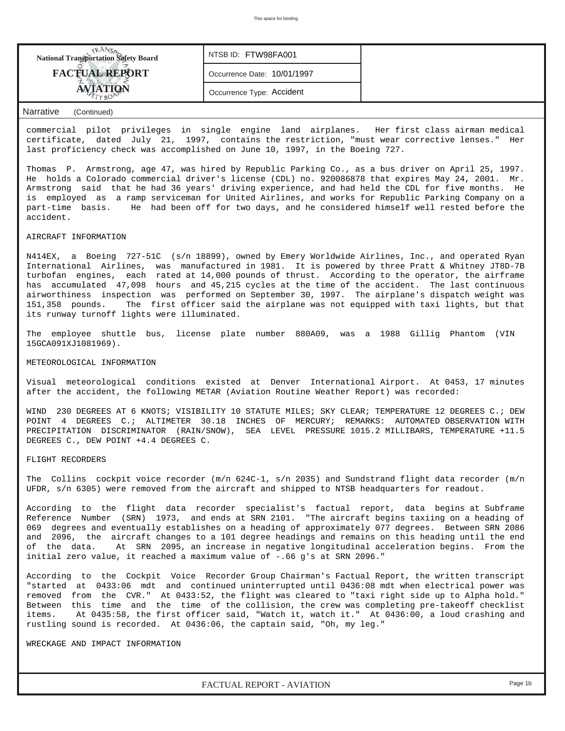| National Transportation Safety Board FACTUAL REPORT AVIATION | NTSB ID: FTW98FA001 | |
|---|---|---|
| | Occurrence Date: 10/01/1997 | |
| | Occurrence Type: Accident | |

Narrative (Continued)

commercial pilot privileges in single engine land airplanes. Her first class airman medical certificate, dated July 21, 1997, contains the restriction, "must wear corrective lenses." Her last proficiency check was accomplished on June 10, 1997, in the Boeing 727.

Thomas P. Armstrong, age 47, was hired by Republic Parking Co., as a bus driver on April 25, 1997. He holds a Colorado commercial driver's license (CDL) no. 920086878 that expires May 24, 2001. Mr. Armstrong said that he had 36 years' driving experience, and had held the CDL for five months. He is employed as a ramp serviceman for United Airlines, and works for Republic Parking Company on a part-time basis. He had been off for two days, and he considered himself well rested before the accident.

AIRCRAFT INFORMATION

N414EX, a Boeing 727-51C (s/n 18899), owned by Emery Worldwide Airlines, Inc., and operated Ryan International Airlines, was manufactured in 1981. It is powered by three Pratt & Whitney JT8D-7B turbofan engines, each rated at 14,000 pounds of thrust. According to the operator, the airframe has accumulated 47,098 hours and 45,215 cycles at the time of the accident. The last continuous airworthiness inspection was performed on September 30, 1997. The airplane's dispatch weight was 151,358 pounds. The first officer said the airplane was not equipped with taxi lights, but that its runway turnoff lights were illuminated.

The employee shuttle bus, license plate number 880A09, was a 1988 Gillig Phantom (VIN 15GCA091XJ1081969).

METEOROLOGICAL INFORMATION

Visual meteorological conditions existed at Denver International Airport. At 0453, 17 minutes after the accident, the following METAR (Aviation Routine Weather Report) was recorded:

WIND 230 DEGREES AT 6 KNOTS; VISIBILITY 10 STATUTE MILES; SKY CLEAR; TEMPERATURE 12 DEGREES C.; DEW POINT 4 DEGREES C.; ALTIMETER 30.18 INCHES OF MERCURY; REMARKS: AUTOMATED OBSERVATION WITH PRECIPITATION DISCRIMINATOR (RAIN/SNOW), SEA LEVEL PRESSURE 1015.2 MILLIBARS, TEMPERATURE +11.5 DEGREES C., DEW POINT +4.4 DEGREES C.

FLIGHT RECORDERS

The Collins cockpit voice recorder (m/n 624C-1, s/n 2035) and Sundstrand flight data recorder (m/n UFDR, s/n 6305) were removed from the aircraft and shipped to NTSB headquarters for readout.

According to the flight data recorder specialist's factual report, data begins at Subframe Reference Number (SRN) 1973, and ends at SRN 2101. "The aircraft begins taxiing on a heading of 069 degrees and eventually establishes on a heading of approximately 077 degrees. Between SRN 2086 and 2096, the aircraft changes to a 101 degree headings and remains on this heading until the end of the data. At SRN 2095, an increase in negative longitudinal acceleration begins. From the initial zero value, it reached a maximum value of -.66 g's at SRN 2096."

According to the Cockpit Voice Recorder Group Chairman's Factual Report, the written transcript "started at 0433:06 mdt and continued uninterrupted until 0436:08 mdt when electrical power was removed from the CVR." At 0433:52, the flight was cleared to "taxi right side up to Alpha hold." Between this time and the time of the collision, the crew was completing pre-takeoff checklist items. At 0435:58, the first officer said, "Watch it, watch it." At 0436:00, a loud crashing and rustling sound is recorded. At 0436:06, the captain said, "Oh, my leg."

WRECKAGE AND IMPACT INFORMATION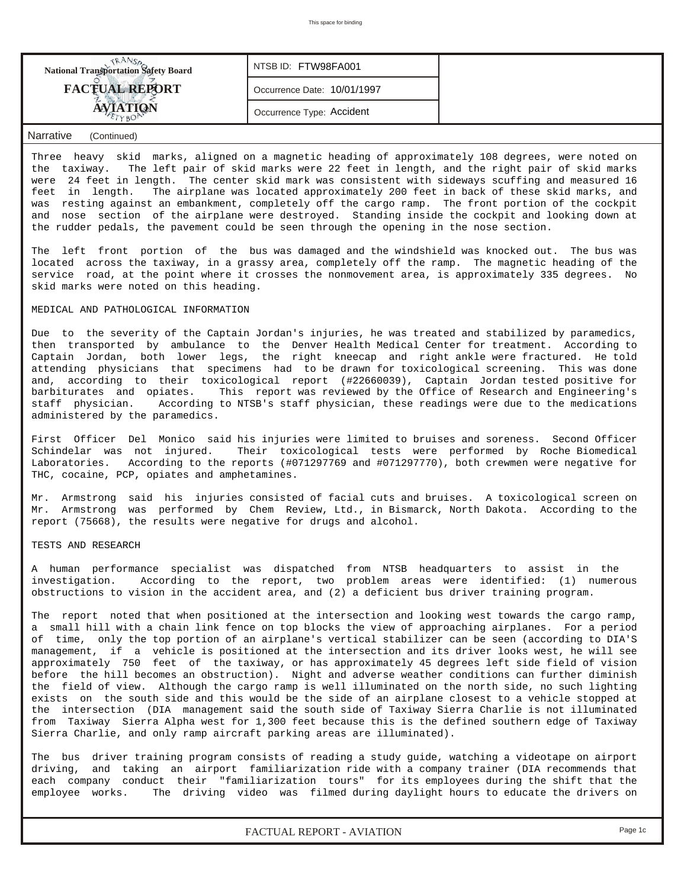**National Transportation Safety Board**
**FACTUAL REPORT**
**AVIATION**

| NTSB ID: FTW98FA001 |
|---|
| Occurrence Date: 10/01/1997 |
| Occurrence Type: Accident |

Narrative (Continued)

Three heavy skid marks, aligned on a magnetic heading of approximately 108 degrees, were noted on the taxiway. The left pair of skid marks were 22 feet in length, and the right pair of skid marks were 24 feet in length. The center skid mark was consistent with sideways scuffing and measured 16 feet in length. The airplane was located approximately 200 feet in back of these skid marks, and was resting against an embankment, completely off the cargo ramp. The front portion of the cockpit and nose section of the airplane were destroyed. Standing inside the cockpit and looking down at the rudder pedals, the pavement could be seen through the opening in the nose section.

The left front portion of the bus was damaged and the windshield was knocked out. The bus was located across the taxiway, in a grassy area, completely off the ramp. The magnetic heading of the service road, at the point where it crosses the nonmovement area, is approximately 335 degrees. No skid marks were noted on this heading.

MEDICAL AND PATHOLOGICAL INFORMATION

Due to the severity of the Captain Jordan's injuries, he was treated and stabilized by paramedics, then transported by ambulance to the Denver Health Medical Center for treatment. According to Captain Jordan, both lower legs, the right kneecap and right ankle were fractured. He told attending physicians that specimens had to be drawn for toxicological screening. This was done and, according to their toxicological report (#22660039), Captain Jordan tested positive for barbiturates and opiates. This report was reviewed by the Office of Research and Engineering's staff physician. According to NTSB's staff physician, these readings were due to the medications administered by the paramedics.

First Officer Del Monico said his injuries were limited to bruises and soreness. Second Officer Schindelar was not injured. Their toxicological tests were performed by Roche Biomedical Laboratories. According to the reports (#071297769 and #071297770), both crewmen were negative for THC, cocaine, PCP, opiates and amphetamines.

Mr. Armstrong said his injuries consisted of facial cuts and bruises. A toxicological screen on Mr. Armstrong was performed by Chem Review, Ltd., in Bismarck, North Dakota. According to the report (75668), the results were negative for drugs and alcohol.

TESTS AND RESEARCH

A human performance specialist was dispatched from NTSB headquarters to assist in the investigation. According to the report, two problem areas were identified: (1) numerous obstructions to vision in the accident area, and (2) a deficient bus driver training program.

The report noted that when positioned at the intersection and looking west towards the cargo ramp, a small hill with a chain link fence on top blocks the view of approaching airplanes. For a period of time, only the top portion of an airplane's vertical stabilizer can be seen (according to DIA'S management, if a vehicle is positioned at the intersection and its driver looks west, he will see approximately 750 feet of the taxiway, or has approximately 45 degrees left side field of vision before the hill becomes an obstruction). Night and adverse weather conditions can further diminish the field of view. Although the cargo ramp is well illuminated on the north side, no such lighting exists on the south side and this would be the side of an airplane closest to a vehicle stopped at the intersection (DIA management said the south side of Taxiway Sierra Charlie is not illuminated from Taxiway Sierra Alpha west for 1,300 feet because this is the defined southern edge of Taxiway Sierra Charlie, and only ramp aircraft parking areas are illuminated).

The bus driver training program consists of reading a study guide, watching a videotape on airport driving, and taking an airport familiarization ride with a company trainer (DIA recommends that each company conduct their "familiarization tours" for its employees during the shift that the employee works. The driving video was filmed during daylight hours to educate the drivers on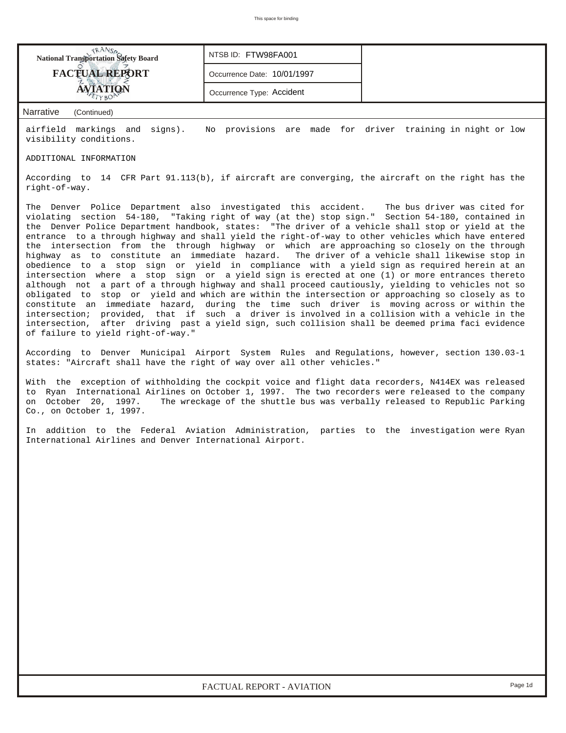| National Transportation Safety Board FACTUAL REPORT AVIATION | NTSB ID: FTW98FA001 | |
| --- | --- | --- |
| | Occurrence Date: 10/01/1997 | |
| | Occurrence Type: Accident | |

Narrative (Continued)

airfield markings and signs). No provisions are made for driver training in night or low visibility conditions.

ADDITIONAL INFORMATION

According to 14 CFR Part 91.113(b), if aircraft are converging, the aircraft on the right has the right-of-way.

The Denver Police Department also investigated this accident. The bus driver was cited for violating section 54-180, "Taking right of way (at the) stop sign." Section 54-180, contained in the Denver Police Department handbook, states: "The driver of a vehicle shall stop or yield at the entrance to a through highway and shall yield the right-of-way to other vehicles which have entered the intersection from the through highway or which are approaching so closely on the through highway as to constitute an immediate hazard. The driver of a vehicle shall likewise stop in obedience to a stop sign or yield in compliance with a yield sign as required herein at an intersection where a stop sign or a yield sign is erected at one (1) or more entrances thereto although not a part of a through highway and shall proceed cautiously, yielding to vehicles not so obligated to stop or yield and which are within the intersection or approaching so closely as to constitute an immediate hazard, during the time such driver is moving across or within the intersection; provided, that if such a driver is involved in a collision with a vehicle in the intersection, after driving past a yield sign, such collision shall be deemed prima faci evidence of failure to yield right-of-way."

According to Denver Municipal Airport System Rules and Regulations, however, section 130.03-1 states: "Aircraft shall have the right of way over all other vehicles."

With the exception of withholding the cockpit voice and flight data recorders, N414EX was released to Ryan International Airlines on October 1, 1997. The two recorders were released to the company on October 20, 1997. The wreckage of the shuttle bus was verbally released to Republic Parking Co., on October 1, 1997.

In addition to the Federal Aviation Administration, parties to the investigation were Ryan International Airlines and Denver International Airport.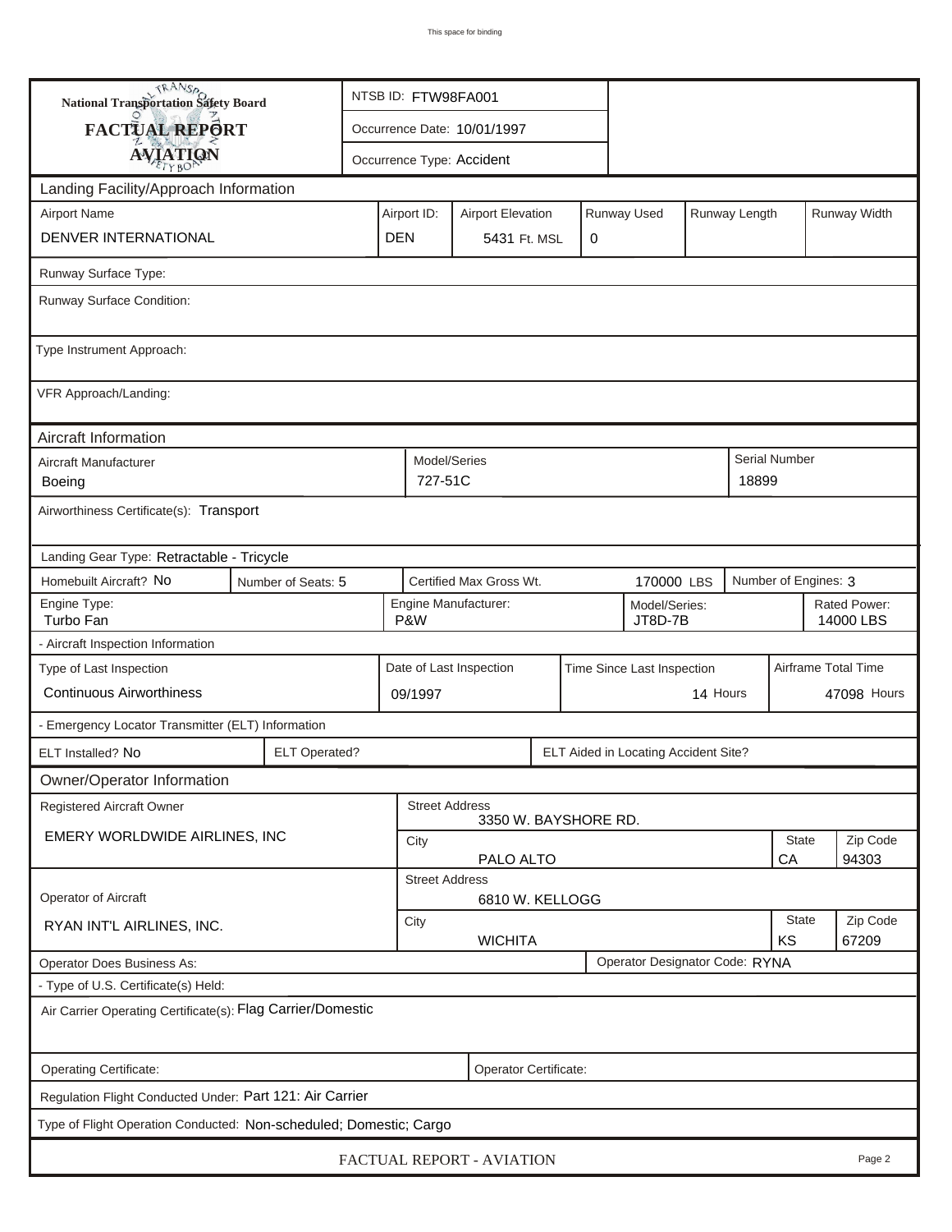This space for binding

**National Transportation Safety Board**

**FACTUAL REPORT**

**AVIATION**

NTSB ID: FTW98FA001

Occurrence Date: 10/01/1997

Occurrence Type: Accident

## Landing Facility/Approach Information

| Airport Name | Airport ID: | Airport Elevation | Runway Used | Runway Length | Runway Width |
|---|---|---|---|---|---|
| DENVER INTERNATIONAL | DEN | 5431 Ft. MSL | 0 | | |

Runway Surface Type:

Runway Surface Condition:

Type Instrument Approach:

VFR Approach/Landing:

## Aircraft Information

| Aircraft Manufacturer | Model/Series | Serial Number |
|---|---|---|
| Boeing | 727-51C | 18899 |

Airworthiness Certificate(s): Transport

Landing Gear Type: Retractable - Tricycle

| Homebuilt Aircraft? | Number of Seats: | Certified Max Gross Wt. | Number of Engines: |
|---|---|---|---|
| No | 5 | 170000 LBS | 3 |

| Engine Type: | Engine Manufacturer: | Model/Series: | Rated Power: |
|---|---|---|---|
| Turbo Fan | P&W | JT8D-7B | 14000 LBS |

- Aircraft Inspection Information

| Type of Last Inspection | Date of Last Inspection | Time Since Last Inspection | Airframe Total Time |
|---|---|---|---|
| Continuous Airworthiness | 09/1997 | 14 Hours | 47098 Hours |

- Emergency Locator Transmitter (ELT) Information

| ELT Installed? | ELT Operated? | ELT Aided in Locating Accident Site? |
|---|---|---|
| No | | |

## Owner/Operator Information

| Registered Aircraft Owner | Street Address | City | State | Zip Code |
|---|---|---|---|---|
| EMERY WORLDWIDE AIRLINES, INC | 3350 W. BAYSHORE RD. | PALO ALTO | CA | 94303 |

| Operator of Aircraft | Street Address | City | State | Zip Code |
|---|---|---|---|---|
| RYAN INT'L AIRLINES, INC. | 6810 W. KELLOGG | WICHITA | KS | 67209 |

Operator Does Business As:

Operator Designator Code: RYNA

- Type of U.S. Certificate(s) Held:

Air Carrier Operating Certificate(s): Flag Carrier/Domestic

Operating Certificate:

Operator Certificate:

Regulation Flight Conducted Under: Part 121: Air Carrier

Type of Flight Operation Conducted: Non-scheduled; Domestic; Cargo

FACTUAL REPORT - AVIATION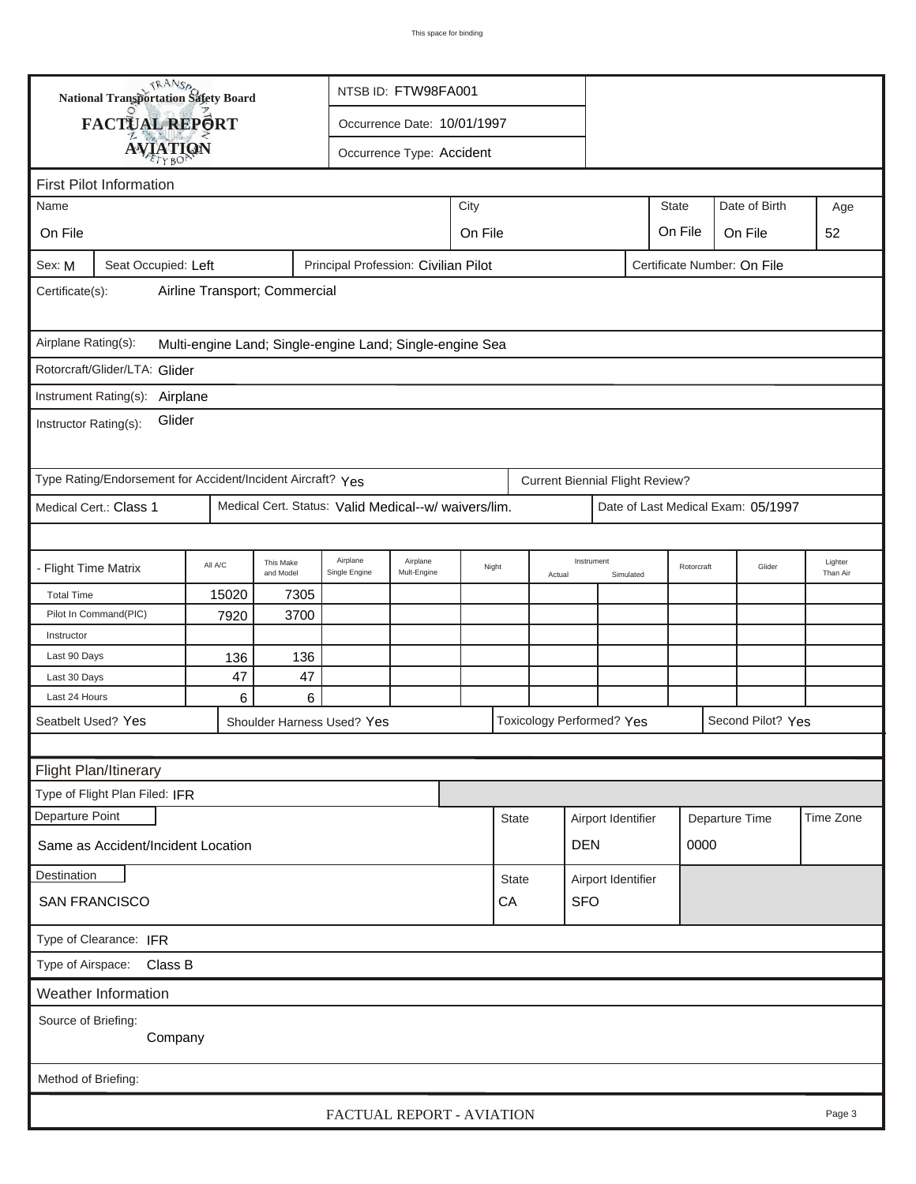This space for binding

**National Transportation Safety Board**

# FACTUAL REPORT AVIATION

NTSB ID: FTW98FA001

Occurrence Date: 10/01/1997

Occurrence Type: Accident

## First Pilot Information

| Name | City | State | Date of Birth | Age |
|---|---|---|---|---|
| On File | On File | On File | On File | 52 |

Sex: M | Seat Occupied: Left | Principal Profession: Civilian Pilot | Certificate Number: On File

Certificate(s): Airline Transport; Commercial

Airplane Rating(s): Multi-engine Land; Single-engine Land; Single-engine Sea

Rotorcraft/Glider/LTA: Glider

Instrument Rating(s): Airplane

Instructor Rating(s): Glider

Type Rating/Endorsement for Accident/Incident Aircraft? Yes | Current Biennial Flight Review?

Medical Cert.: Class 1 | Medical Cert. Status: Valid Medical--w/ waivers/lim. | Date of Last Medical Exam: 05/1997

| - Flight Time Matrix | All A/C | This Make and Model | Airplane Single Engine | Airplane Mult-Engine | Night | Instrument Actual | Instrument Simulated | Rotorcraft | Glider | Lighter Than Air |
|---|---|---|---|---|---|---|---|---|---|---|
| Total Time | 15020 | 7305 | | | | | | | | |
| Pilot In Command(PIC) | 7920 | 3700 | | | | | | | | |
| Instructor | | | | | | | | | | |
| Last 90 Days | 136 | 136 | | | | | | | | |
| Last 30 Days | 47 | 47 | | | | | | | | |
| Last 24 Hours | 6 | 6 | | | | | | | | |

Seatbelt Used? Yes | Shoulder Harness Used? Yes | Toxicology Performed? Yes | Second Pilot? Yes

## Flight Plan/Itinerary

Type of Flight Plan Filed: IFR

| Departure Point | State | Airport Identifier | Departure Time | Time Zone |
|---|---|---|---|---|
| Same as Accident/Incident Location | | DEN | 0000 | |

| Destination | State | Airport Identifier |
|---|---|---|
| SAN FRANCISCO | CA | SFO |

Type of Clearance: IFR

Type of Airspace: Class B

## Weather Information

Source of Briefing: Company

Method of Briefing:

FACTUAL REPORT - AVIATION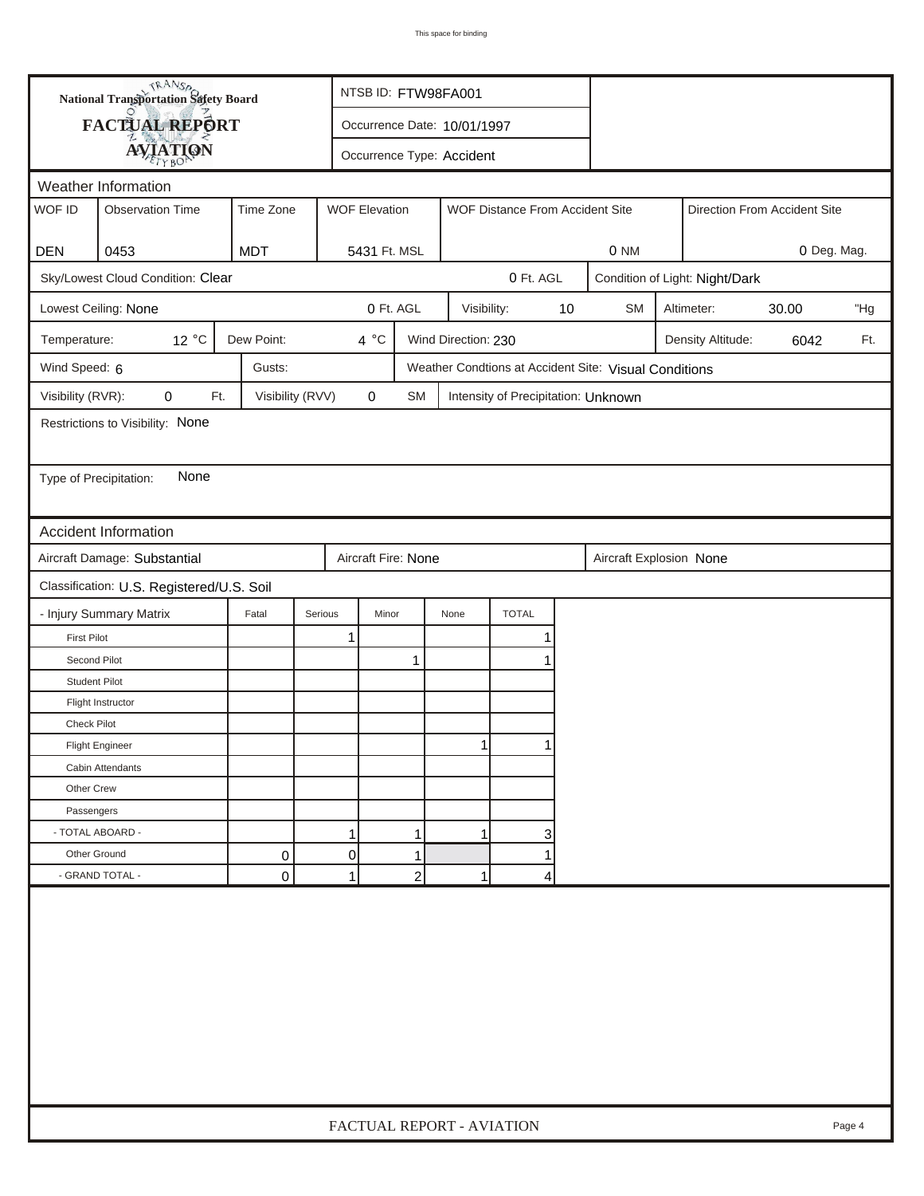# National Transportation Safety Board
## FACTUAL REPORT
## AVIATION

NTSB ID: FTW98FA001

Occurrence Date: 10/01/1997

Occurrence Type: Accident

## Weather Information

| WOF ID | Observation Time | Time Zone | WOF Elevation | WOF Distance From Accident Site | Direction From Accident Site |
|---|---|---|---|---|---|
| DEN | 0453 | MDT | 5431 Ft. MSL | 0 NM | 0 Deg. Mag. |

Sky/Lowest Cloud Condition: Clear — 0 Ft. AGL

Condition of Light: Night/Dark

Lowest Ceiling: None — 0 Ft. AGL

Visibility: 10 SM

Altimeter: 30.00 "Hg

Temperature: 12 °C

Dew Point: 4 °C

Wind Direction: 230

Density Altitude: 6042 Ft.

Wind Speed: 6

Gusts:

Weather Condtions at Accident Site: Visual Conditions

Visibility (RVR): 0 Ft.

Visibility (RVV) 0 SM

Intensity of Precipitation: Unknown

Restrictions to Visibility: None

Type of Precipitation: None

## Accident Information

Aircraft Damage: Substantial

Aircraft Fire: None

Aircraft Explosion None

Classification: U.S. Registered/U.S. Soil

| - Injury Summary Matrix | Fatal | Serious | Minor | None | TOTAL |
|---|---|---|---|---|---|
| First Pilot | | 1 | | | 1 |
| Second Pilot | | | 1 | | 1 |
| Student Pilot | | | | | |
| Flight Instructor | | | | | |
| Check Pilot | | | | | |
| Flight Engineer | | | | 1 | 1 |
| Cabin Attendants | | | | | |
| Other Crew | | | | | |
| Passengers | | | | | |
| - TOTAL ABOARD - | | 1 | 1 | 1 | 3 |
| Other Ground | 0 | 0 | 1 | | 1 |
| - GRAND TOTAL - | 0 | 1 | 2 | 1 | 4 |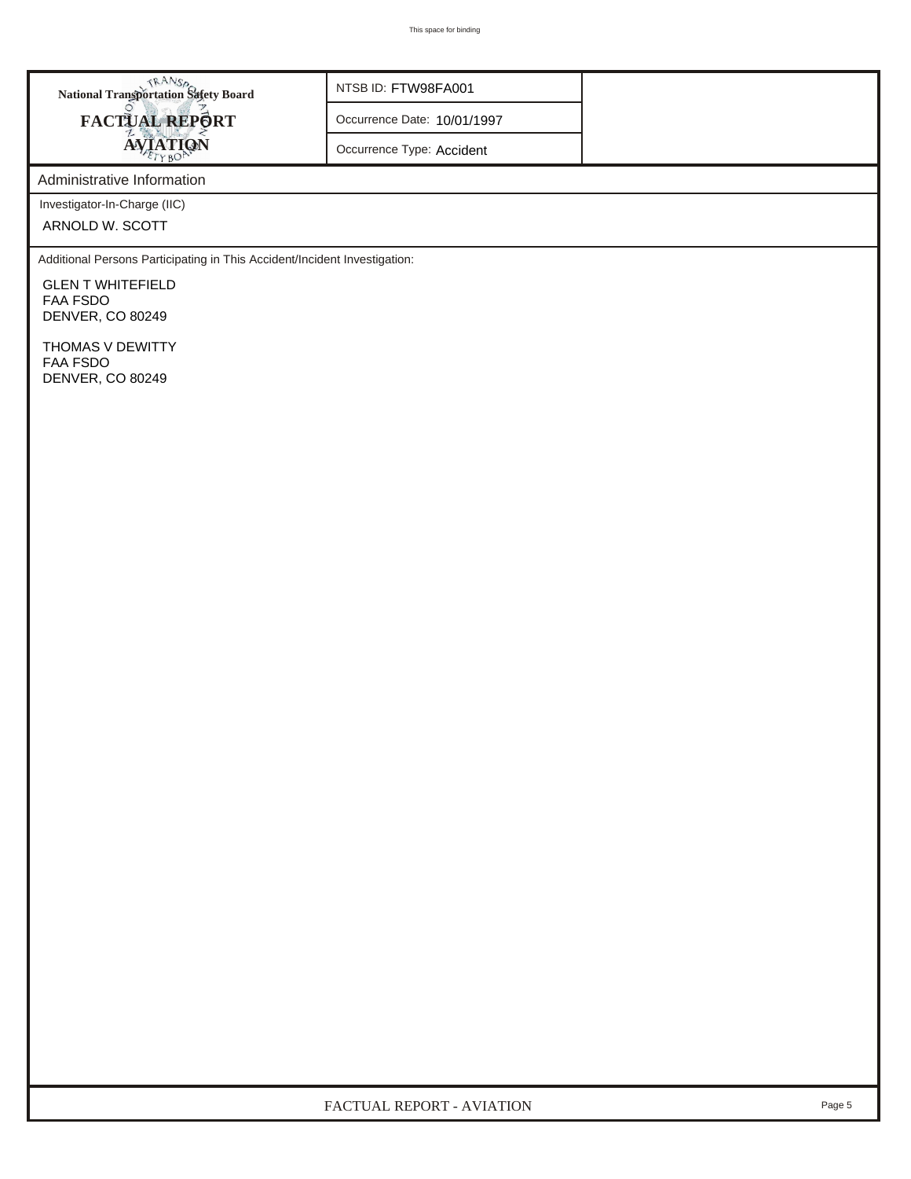**National Transportation Safety Board**
**FACTUAL REPORT**
**AVIATION**

NTSB ID: FTW98FA001

Occurrence Date: 10/01/1997

Occurrence Type: Accident

## Administrative Information

Investigator-In-Charge (IIC)

ARNOLD W. SCOTT

Additional Persons Participating in This Accident/Incident Investigation:

GLEN T WHITEFIELD
FAA FSDO
DENVER, CO 80249

THOMAS V DEWITTY
FAA FSDO
DENVER, CO 80249